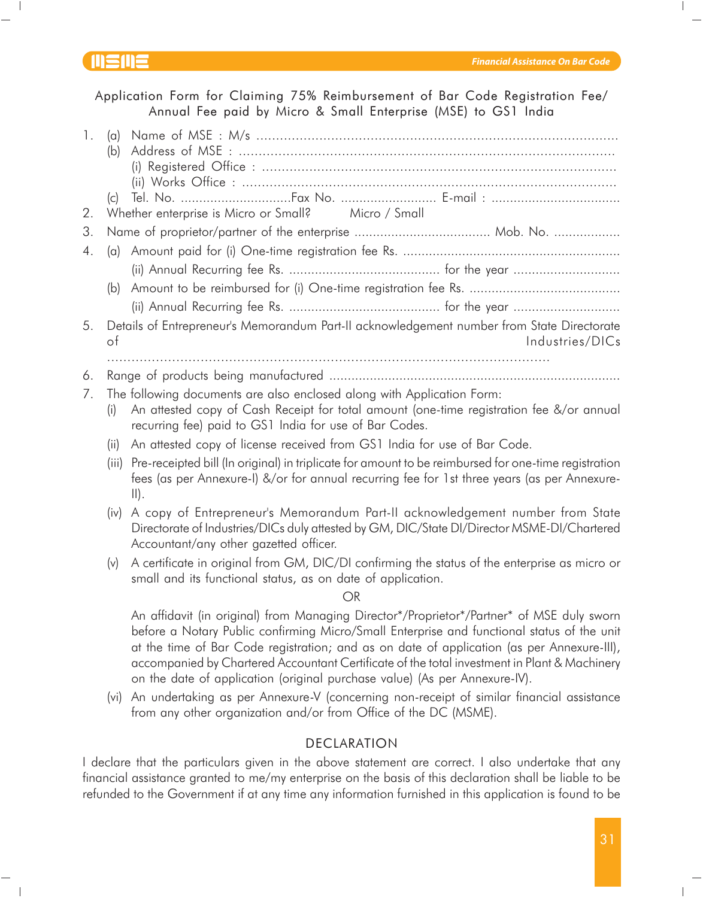## Application Form for Claiming 75% Reimbursement of Bar Code Registration Fee/ Annual Fee paid by Micro & Small Enterprise (MSE) to GS1 India

1. (a) Name of MSE : M/s ..............................................................................................
   (b) Address of MSE : ..............................................................................................
   (i) Registered Office : ..............................................................................................
   (ii) Works Office : ..............................................................................................
   (c) Tel. No. ..............................Fax No. .......................... E-mail : ..................................
2. Whether enterprise is Micro or Small? Micro / Small
3. Name of proprietor/partner of the enterprise ..................................... Mob. No. ..................
4. (a) Amount paid for (i) One-time registration fee Rs. ...........................................................
   (ii) Annual Recurring fee Rs. ......................................... for the year .............................
   (b) Amount to be reimbursed for (i) One-time registration fee Rs. .........................................
   (ii) Annual Recurring fee Rs. ......................................... for the year .............................
5. Details of Entrepreneur's Memorandum Part-II acknowledgement number from State Directorate of Industries/DICs
   ..............................................................................................................
6. Range of products being manufactured ..............................................................................
7. The following documents are also enclosed along with Application Form:
   (i) An attested copy of Cash Receipt for total amount (one-time registration fee &/or annual recurring fee) paid to GS1 India for use of Bar Codes.
   (ii) An attested copy of license received from GS1 India for use of Bar Code.
   (iii) Pre-receipted bill (In original) in triplicate for amount to be reimbursed for one-time registration fees (as per Annexure-I) &/or for annual recurring fee for 1st three years (as per Annexure-II).
   (iv) A copy of Entrepreneur's Memorandum Part-II acknowledgement number from State Directorate of Industries/DICs duly attested by GM, DIC/State DI/Director MSME-DI/Chartered Accountant/any other gazetted officer.
   (v) A certificate in original from GM, DIC/DI confirming the status of the enterprise as micro or small and its functional status, as on date of application.

   OR

   An affidavit (in original) from Managing Director*/Proprietor*/Partner* of MSE duly sworn before a Notary Public confirming Micro/Small Enterprise and functional status of the unit at the time of Bar Code registration; and as on date of application (as per Annexure-III), accompanied by Chartered Accountant Certificate of the total investment in Plant & Machinery on the date of application (original purchase value) (As per Annexure-IV).
   (vi) An undertaking as per Annexure-V (concerning non-receipt of similar financial assistance from any other organization and/or from Office of the DC (MSME).

### DECLARATION

I declare that the particulars given in the above statement are correct. I also undertake that any financial assistance granted to me/my enterprise on the basis of this declaration shall be liable to be refunded to the Government if at any time any information furnished in this application is found to be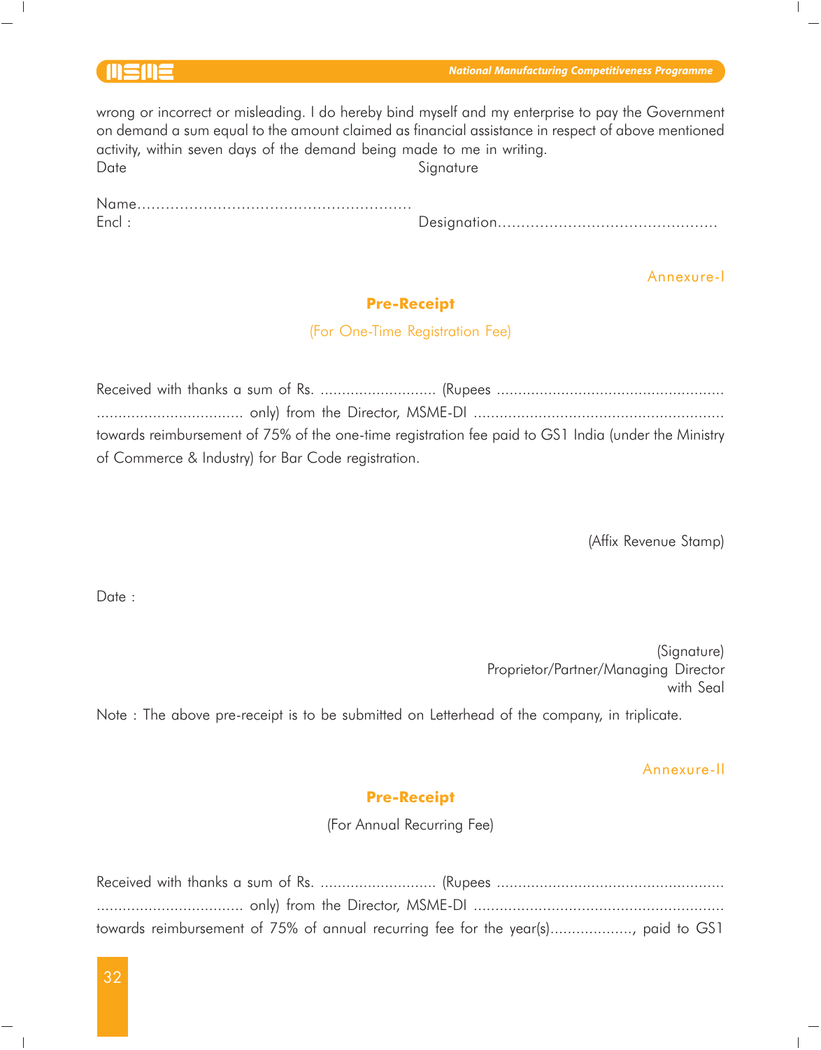wrong or incorrect or misleading. I do hereby bind myself and my enterprise to pay the Government on demand a sum equal to the amount claimed as financial assistance in respect of above mentioned activity, within seven days of the demand being made to me in writing.

Date Signature

Name.........................................................

Encl : Designation...............................................

Annexure-I

## Pre-Receipt

(For One-Time Registration Fee)

Received with thanks a sum of Rs. ........................... (Rupees .................................................... ................................. only) from the Director, MSME-DI ......................................................... towards reimbursement of 75% of the one-time registration fee paid to GS1 India (under the Ministry of Commerce & Industry) for Bar Code registration.

(Affix Revenue Stamp)

Date :

(Signature)
Proprietor/Partner/Managing Director
with Seal

Note : The above pre-receipt is to be submitted on Letterhead of the company, in triplicate.

Annexure-II

## Pre-Receipt

(For Annual Recurring Fee)

Received with thanks a sum of Rs. ........................... (Rupees .................................................... ................................. only) from the Director, MSME-DI ......................................................... towards reimbursement of 75% of annual recurring fee for the year(s)..................., paid to GS1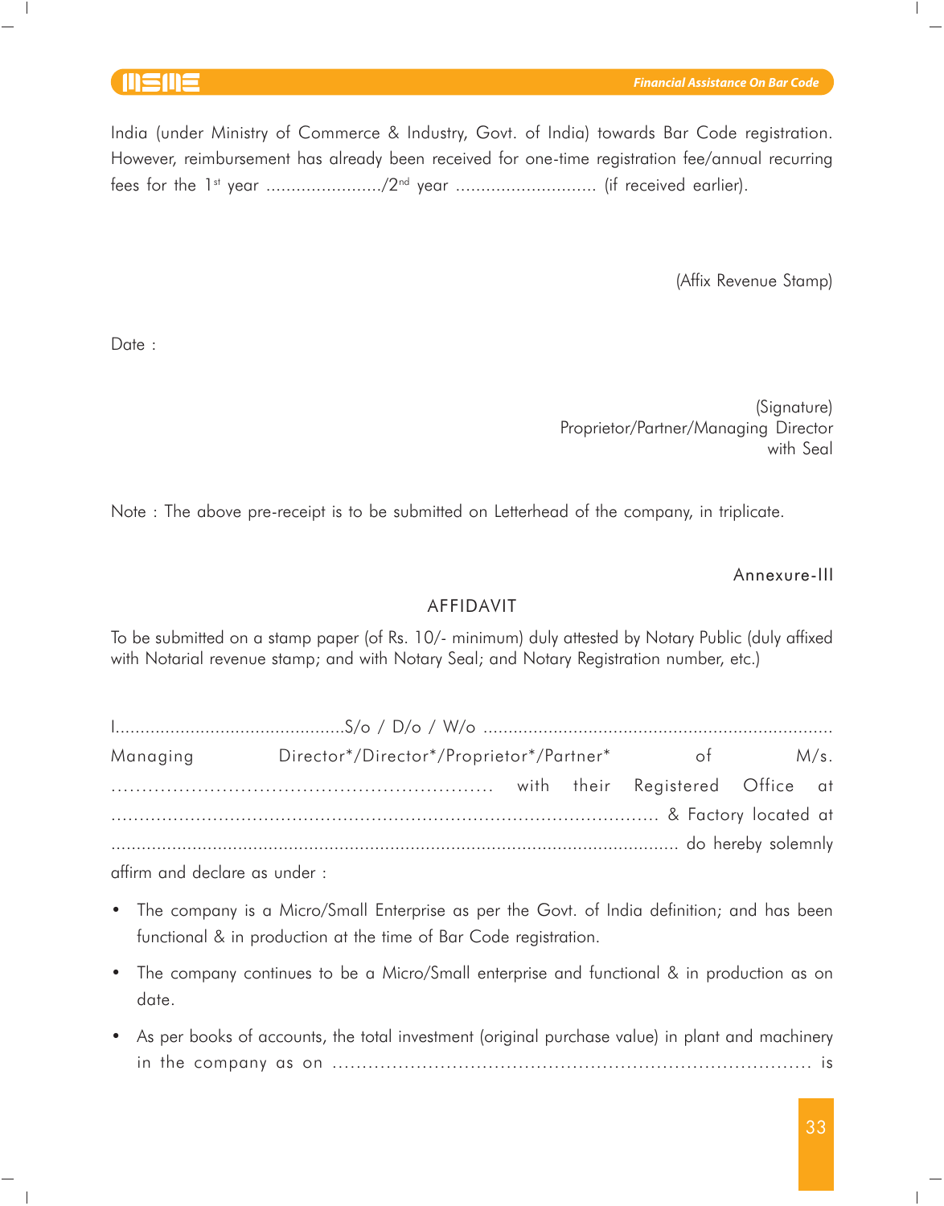India (under Ministry of Commerce & Industry, Govt. of India) towards Bar Code registration. However, reimbursement has already been received for one-time registration fee/annual recurring fees for the 1st year ....................../2nd year ........................... (if received earlier).

(Affix Revenue Stamp)

Date :

(Signature)
Proprietor/Partner/Managing Director
with Seal

Note : The above pre-receipt is to be submitted on Letterhead of the company, in triplicate.

Annexure-III

## AFFIDAVIT

To be submitted on a stamp paper (of Rs. 10/- minimum) duly attested by Notary Public (duly affixed with Notarial revenue stamp; and with Notary Seal; and Notary Registration number, etc.)

I.............................................S/o / D/o / W/o ..................................................................... Managing Director*/Director*/Proprietor*/Partner* of M/s. ............................................................ with their Registered Office at ........................................................................................ & Factory located at ................................................................................................................ do hereby solemnly affirm and declare as under :

- The company is a Micro/Small Enterprise as per the Govt. of India definition; and has been functional & in production at the time of Bar Code registration.
- The company continues to be a Micro/Small enterprise and functional & in production as on date.
- As per books of accounts, the total investment (original purchase value) in plant and machinery in the company as on ........................................................................... is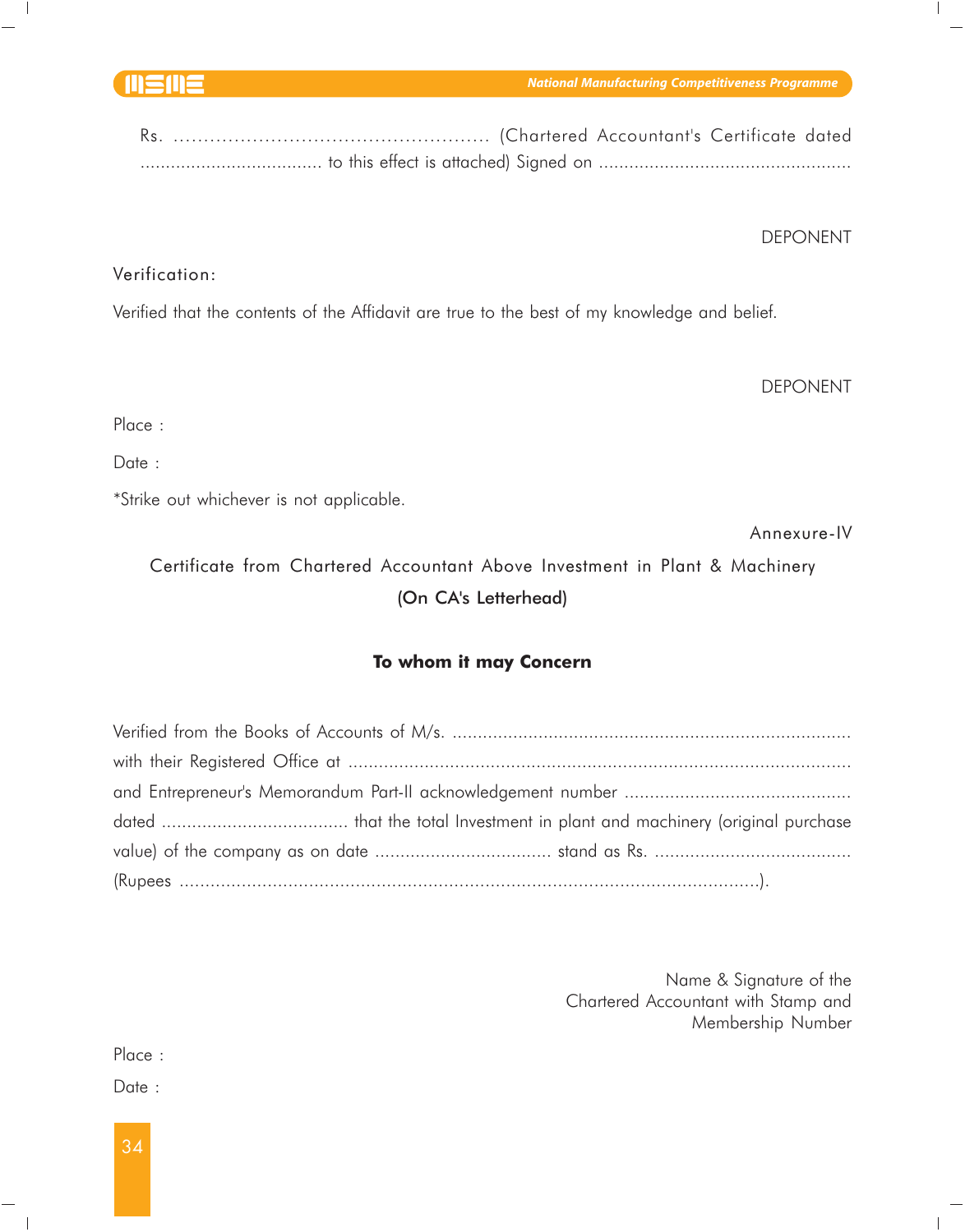Rs. ..................................................... (Chartered Accountant's Certificate dated .................................... to this effect is attached) Signed on ..................................................

DEPONENT

Verification:

Verified that the contents of the Affidavit are true to the best of my knowledge and belief.

DEPONENT

Place :

Date :

*Strike out whichever is not applicable.

Annexure-IV

## Certificate from Chartered Accountant Above Investment in Plant & Machinery

(On CA's Letterhead)

**To whom it may Concern**

Verified from the Books of Accounts of M/s. .............................................................................. with their Registered Office at .................................................................................................. and Entrepreneur's Memorandum Part-II acknowledgement number ............................................ dated .................................... that the total Investment in plant and machinery (original purchase value) of the company as on date .................................. stand as Rs. ...................................... (Rupees ...................................................................................................).

Name & Signature of the
Chartered Accountant with Stamp and
Membership Number

Place :

Date :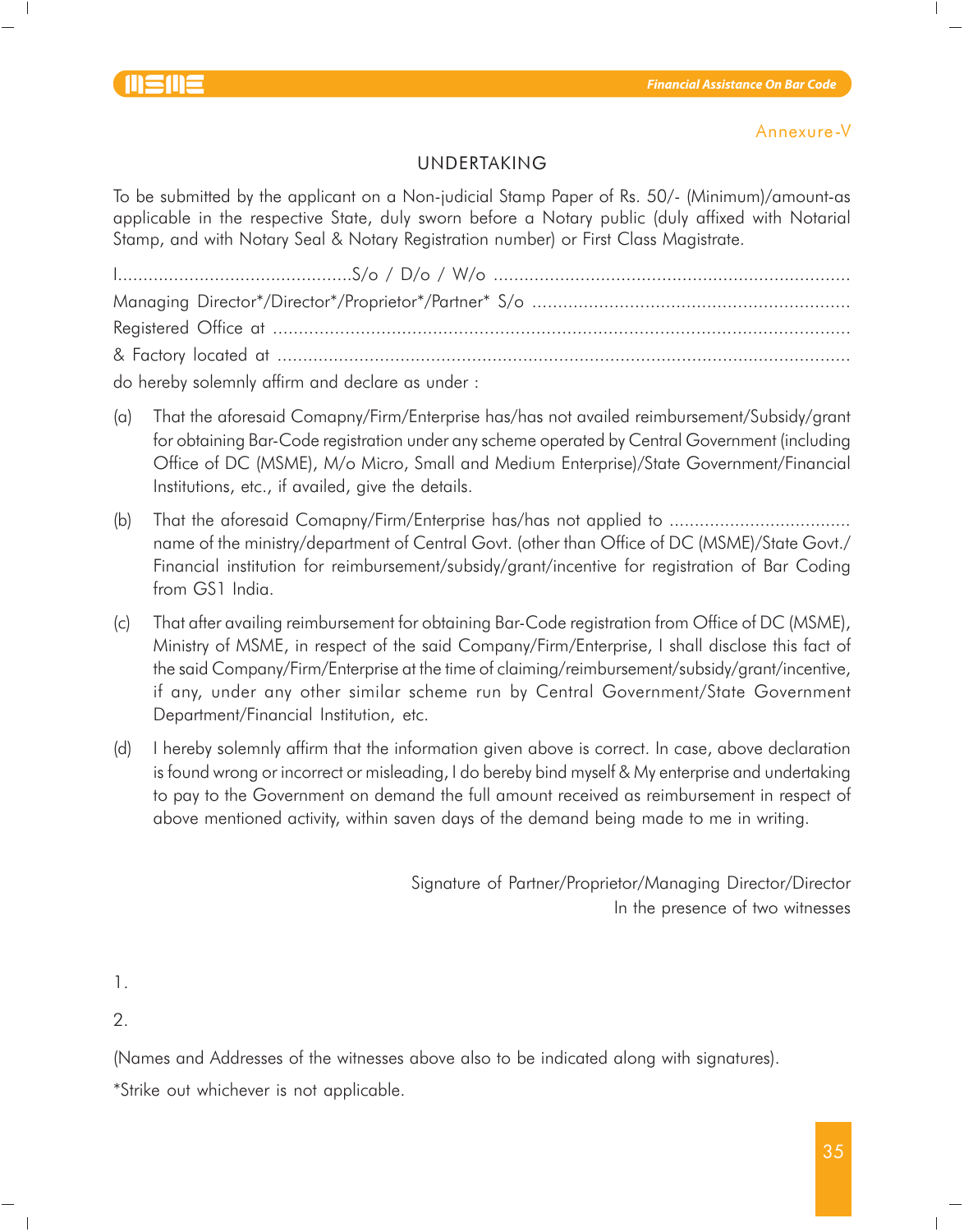Annexure-V

## UNDERTAKING

To be submitted by the applicant on a Non-judicial Stamp Paper of Rs. 50/- (Minimum)/amount-as applicable in the respective State, duly sworn before a Notary public (duly affixed with Notarial Stamp, and with Notary Seal & Notary Registration number) or First Class Magistrate.

I...............................................S/o / D/o / W/o ......................................................................

Managing Director*/Director*/Proprietor*/Partner* S/o ..............................................................

Registered Office at ...................................................................................................................

& Factory located at ..................................................................................................................

do hereby solemnly affirm and declare as under :

(a) That the aforesaid Comapny/Firm/Enterprise has/has not availed reimbursement/Subsidy/grant for obtaining Bar-Code registration under any scheme operated by Central Government (including Office of DC (MSME), M/o Micro, Small and Medium Enterprise)/State Government/Financial Institutions, etc., if availed, give the details.

(b) That the aforesaid Comapny/Firm/Enterprise has/has not applied to .................................... name of the ministry/department of Central Govt. (other than Office of DC (MSME)/State Govt./ Financial institution for reimbursement/subsidy/grant/incentive for registration of Bar Coding from GS1 India.

(c) That after availing reimbursement for obtaining Bar-Code registration from Office of DC (MSME), Ministry of MSME, in respect of the said Company/Firm/Enterprise, I shall disclose this fact of the said Company/Firm/Enterprise at the time of claiming/reimbursement/subsidy/grant/incentive, if any, under any other similar scheme run by Central Government/State Government Department/Financial Institution, etc.

(d) I hereby solemnly affirm that the information given above is correct. In case, above declaration is found wrong or incorrect or misleading, I do bereby bind myself & My enterprise and undertaking to pay to the Government on demand the full amount received as reimbursement in respect of above mentioned activity, within saven days of the demand being made to me in writing.

Signature of Partner/Proprietor/Managing Director/Director
In the presence of two witnesses

1.

2.

(Names and Addresses of the witnesses above also to be indicated along with signatures).

*Strike out whichever is not applicable.